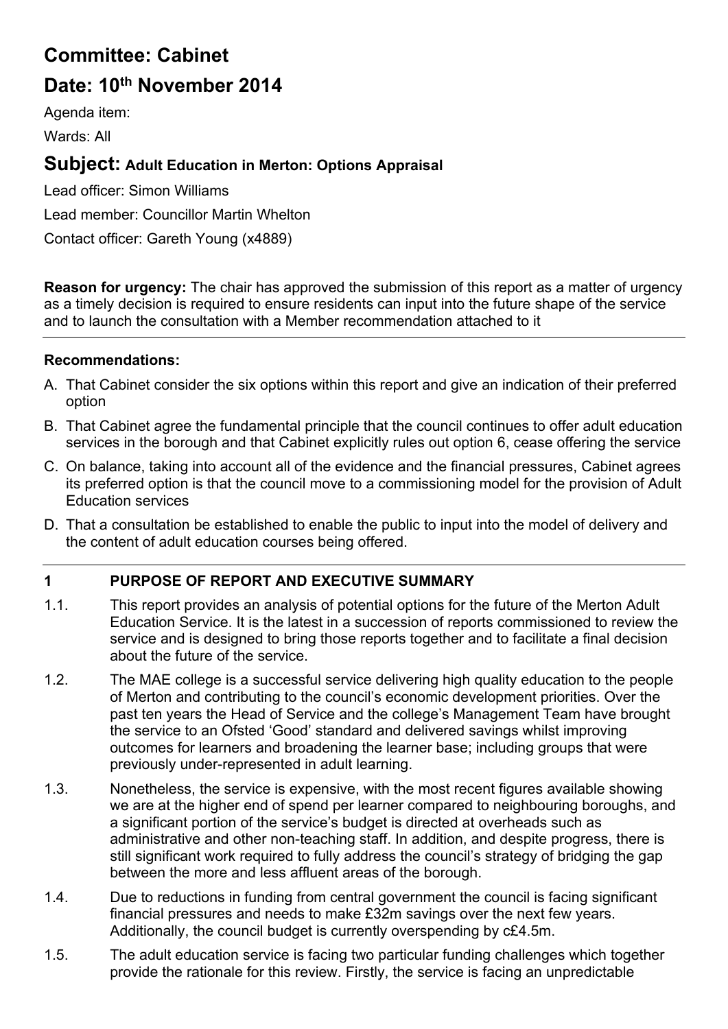# Committee: Cabinet

# Date: 10th November 2014

Agenda item:

Wards: All

## Subject: Adult Education in Merton: Options Appraisal

Lead officer: Simon Williams

Lead member: Councillor Martin Whelton

Contact officer: Gareth Young (x4889)

**Reason for urgency:** The chair has approved the submission of this report as a matter of urgency as a timely decision is required to ensure residents can input into the future shape of the service and to launch the consultation with a Member recommendation attached to it

**Recommendations:**

A. That Cabinet consider the six options within this report and give an indication of their preferred option

B. That Cabinet agree the fundamental principle that the council continues to offer adult education services in the borough and that Cabinet explicitly rules out option 6, cease offering the service

C. On balance, taking into account all of the evidence and the financial pressures, Cabinet agrees its preferred option is that the council move to a commissioning model for the provision of Adult Education services

D. That a consultation be established to enable the public to input into the model of delivery and the content of adult education courses being offered.

## 1 PURPOSE OF REPORT AND EXECUTIVE SUMMARY

1.1. This report provides an analysis of potential options for the future of the Merton Adult Education Service. It is the latest in a succession of reports commissioned to review the service and is designed to bring those reports together and to facilitate a final decision about the future of the service.

1.2. The MAE college is a successful service delivering high quality education to the people of Merton and contributing to the council's economic development priorities. Over the past ten years the Head of Service and the college's Management Team have brought the service to an Ofsted 'Good' standard and delivered savings whilst improving outcomes for learners and broadening the learner base; including groups that were previously under-represented in adult learning.

1.3. Nonetheless, the service is expensive, with the most recent figures available showing we are at the higher end of spend per learner compared to neighbouring boroughs, and a significant portion of the service's budget is directed at overheads such as administrative and other non-teaching staff. In addition, and despite progress, there is still significant work required to fully address the council's strategy of bridging the gap between the more and less affluent areas of the borough.

1.4. Due to reductions in funding from central government the council is facing significant financial pressures and needs to make £32m savings over the next few years. Additionally, the council budget is currently overspending by c£4.5m.

1.5. The adult education service is facing two particular funding challenges which together provide the rationale for this review. Firstly, the service is facing an unpredictable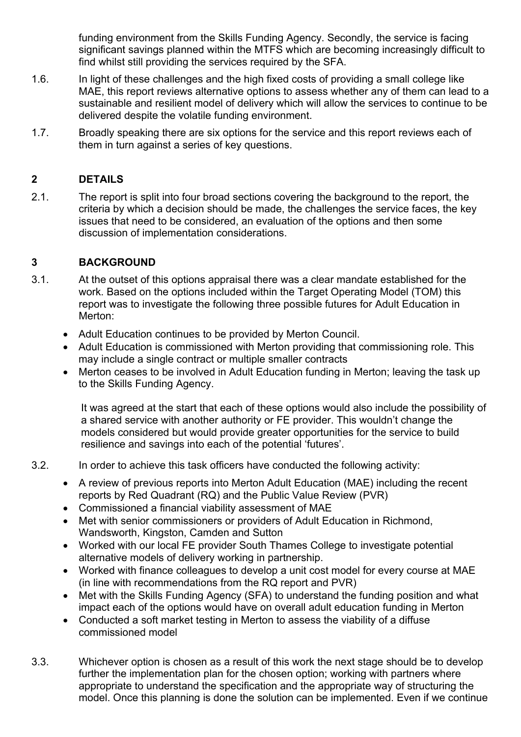funding environment from the Skills Funding Agency. Secondly, the service is facing significant savings planned within the MTFS which are becoming increasingly difficult to find whilst still providing the services required by the SFA.

1.6. In light of these challenges and the high fixed costs of providing a small college like MAE, this report reviews alternative options to assess whether any of them can lead to a sustainable and resilient model of delivery which will allow the services to continue to be delivered despite the volatile funding environment.

1.7. Broadly speaking there are six options for the service and this report reviews each of them in turn against a series of key questions.

## 2 DETAILS

2.1. The report is split into four broad sections covering the background to the report, the criteria by which a decision should be made, the challenges the service faces, the key issues that need to be considered, an evaluation of the options and then some discussion of implementation considerations.

## 3 BACKGROUND

3.1. At the outset of this options appraisal there was a clear mandate established for the work. Based on the options included within the Target Operating Model (TOM) this report was to investigate the following three possible futures for Adult Education in Merton:

- Adult Education continues to be provided by Merton Council.
- Adult Education is commissioned with Merton providing that commissioning role. This may include a single contract or multiple smaller contracts
- Merton ceases to be involved in Adult Education funding in Merton; leaving the task up to the Skills Funding Agency.

It was agreed at the start that each of these options would also include the possibility of a shared service with another authority or FE provider. This wouldn't change the models considered but would provide greater opportunities for the service to build resilience and savings into each of the potential 'futures'.

3.2. In order to achieve this task officers have conducted the following activity:

- A review of previous reports into Merton Adult Education (MAE) including the recent reports by Red Quadrant (RQ) and the Public Value Review (PVR)
- Commissioned a financial viability assessment of MAE
- Met with senior commissioners or providers of Adult Education in Richmond, Wandsworth, Kingston, Camden and Sutton
- Worked with our local FE provider South Thames College to investigate potential alternative models of delivery working in partnership.
- Worked with finance colleagues to develop a unit cost model for every course at MAE (in line with recommendations from the RQ report and PVR)
- Met with the Skills Funding Agency (SFA) to understand the funding position and what impact each of the options would have on overall adult education funding in Merton
- Conducted a soft market testing in Merton to assess the viability of a diffuse commissioned model

3.3. Whichever option is chosen as a result of this work the next stage should be to develop further the implementation plan for the chosen option; working with partners where appropriate to understand the specification and the appropriate way of structuring the model. Once this planning is done the solution can be implemented. Even if we continue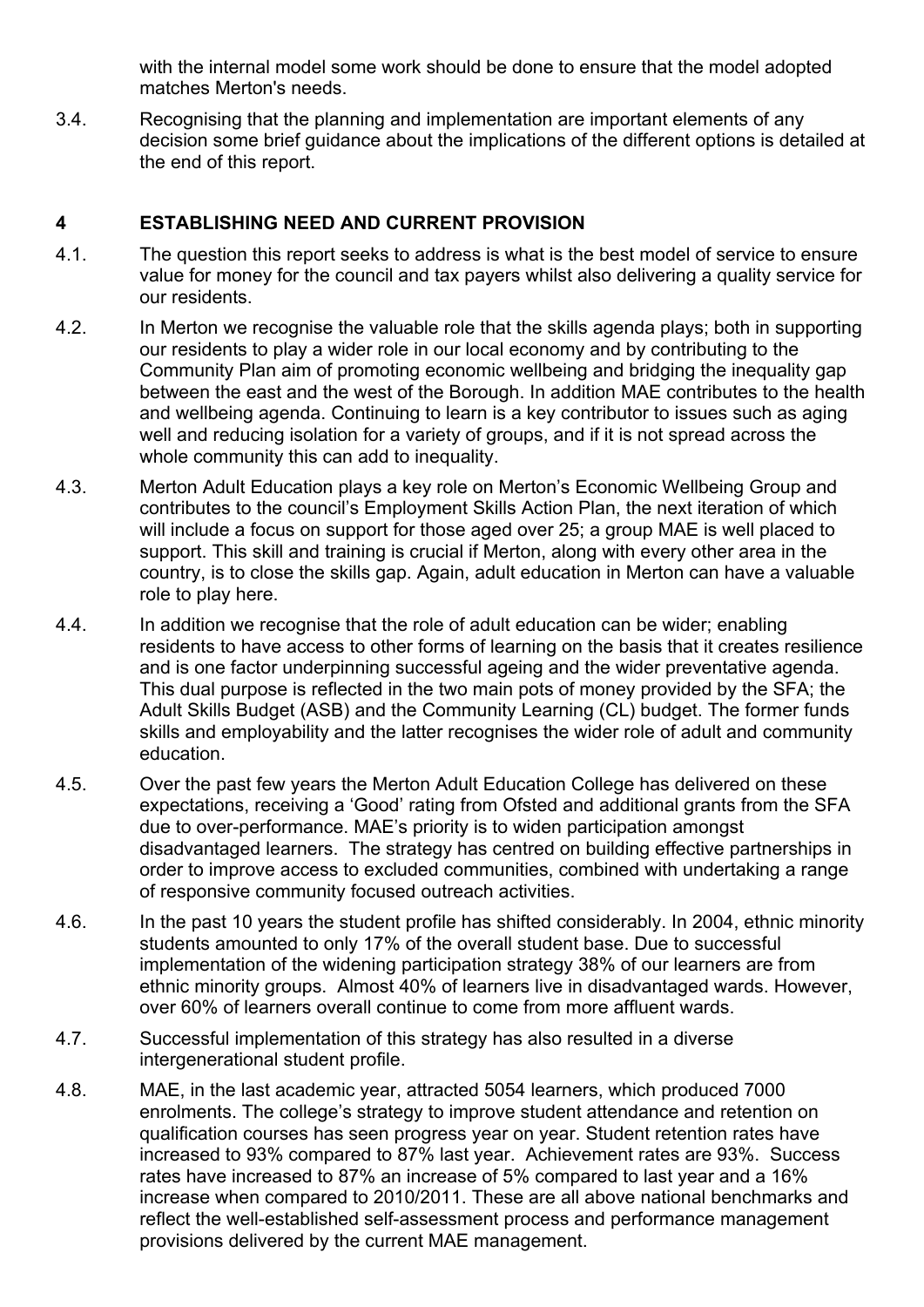with the internal model some work should be done to ensure that the model adopted matches Merton's needs.

3.4. Recognising that the planning and implementation are important elements of any decision some brief guidance about the implications of the different options is detailed at the end of this report.

## 4 ESTABLISHING NEED AND CURRENT PROVISION

4.1. The question this report seeks to address is what is the best model of service to ensure value for money for the council and tax payers whilst also delivering a quality service for our residents.

4.2. In Merton we recognise the valuable role that the skills agenda plays; both in supporting our residents to play a wider role in our local economy and by contributing to the Community Plan aim of promoting economic wellbeing and bridging the inequality gap between the east and the west of the Borough. In addition MAE contributes to the health and wellbeing agenda. Continuing to learn is a key contributor to issues such as aging well and reducing isolation for a variety of groups, and if it is not spread across the whole community this can add to inequality.

4.3. Merton Adult Education plays a key role on Merton's Economic Wellbeing Group and contributes to the council's Employment Skills Action Plan, the next iteration of which will include a focus on support for those aged over 25; a group MAE is well placed to support. This skill and training is crucial if Merton, along with every other area in the country, is to close the skills gap. Again, adult education in Merton can have a valuable role to play here.

4.4. In addition we recognise that the role of adult education can be wider; enabling residents to have access to other forms of learning on the basis that it creates resilience and is one factor underpinning successful ageing and the wider preventative agenda. This dual purpose is reflected in the two main pots of money provided by the SFA; the Adult Skills Budget (ASB) and the Community Learning (CL) budget. The former funds skills and employability and the latter recognises the wider role of adult and community education.

4.5. Over the past few years the Merton Adult Education College has delivered on these expectations, receiving a 'Good' rating from Ofsted and additional grants from the SFA due to over-performance. MAE's priority is to widen participation amongst disadvantaged learners. The strategy has centred on building effective partnerships in order to improve access to excluded communities, combined with undertaking a range of responsive community focused outreach activities.

4.6. In the past 10 years the student profile has shifted considerably. In 2004, ethnic minority students amounted to only 17% of the overall student base. Due to successful implementation of the widening participation strategy 38% of our learners are from ethnic minority groups. Almost 40% of learners live in disadvantaged wards. However, over 60% of learners overall continue to come from more affluent wards.

4.7. Successful implementation of this strategy has also resulted in a diverse intergenerational student profile.

4.8. MAE, in the last academic year, attracted 5054 learners, which produced 7000 enrolments. The college's strategy to improve student attendance and retention on qualification courses has seen progress year on year. Student retention rates have increased to 93% compared to 87% last year. Achievement rates are 93%. Success rates have increased to 87% an increase of 5% compared to last year and a 16% increase when compared to 2010/2011. These are all above national benchmarks and reflect the well-established self-assessment process and performance management provisions delivered by the current MAE management.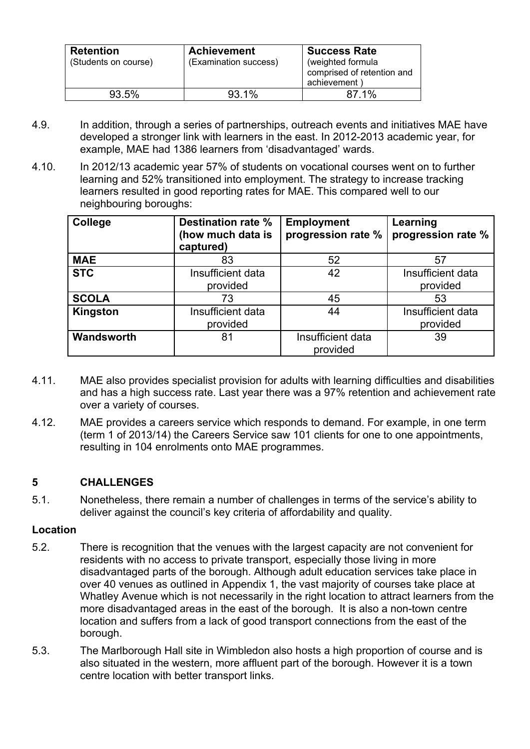| **Retention** (Students on course) | **Achievement** (Examination success) | **Success Rate** (weighted formula comprised of retention and achievement ) |
|---|---|---|
| 93.5% | 93.1% | 87.1% |

4.9. In addition, through a series of partnerships, outreach events and initiatives MAE have developed a stronger link with learners in the east. In 2012-2013 academic year, for example, MAE had 1386 learners from 'disadvantaged' wards.

4.10. In 2012/13 academic year 57% of students on vocational courses went on to further learning and 52% transitioned into employment. The strategy to increase tracking learners resulted in good reporting rates for MAE. This compared well to our neighbouring boroughs:

| College | Destination rate % (how much data is captured) | Employment progression rate % | Learning progression rate % |
|---|---|---|---|
| **MAE** | 83 | 52 | 57 |
| **STC** | Insufficient data provided | 42 | Insufficient data provided |
| **SCOLA** | 73 | 45 | 53 |
| **Kingston** | Insufficient data provided | 44 | Insufficient data provided |
| **Wandsworth** | 81 | Insufficient data provided | 39 |

4.11. MAE also provides specialist provision for adults with learning difficulties and disabilities and has a high success rate. Last year there was a 97% retention and achievement rate over a variety of courses.

4.12. MAE provides a careers service which responds to demand. For example, in one term (term 1 of 2013/14) the Careers Service saw 101 clients for one to one appointments, resulting in 104 enrolments onto MAE programmes.

## 5 CHALLENGES

5.1. Nonetheless, there remain a number of challenges in terms of the service's ability to deliver against the council's key criteria of affordability and quality.

### Location

5.2. There is recognition that the venues with the largest capacity are not convenient for residents with no access to private transport, especially those living in more disadvantaged parts of the borough. Although adult education services take place in over 40 venues as outlined in Appendix 1, the vast majority of courses take place at Whatley Avenue which is not necessarily in the right location to attract learners from the more disadvantaged areas in the east of the borough. It is also a non-town centre location and suffers from a lack of good transport connections from the east of the borough.

5.3. The Marlborough Hall site in Wimbledon also hosts a high proportion of course and is also situated in the western, more affluent part of the borough. However it is a town centre location with better transport links.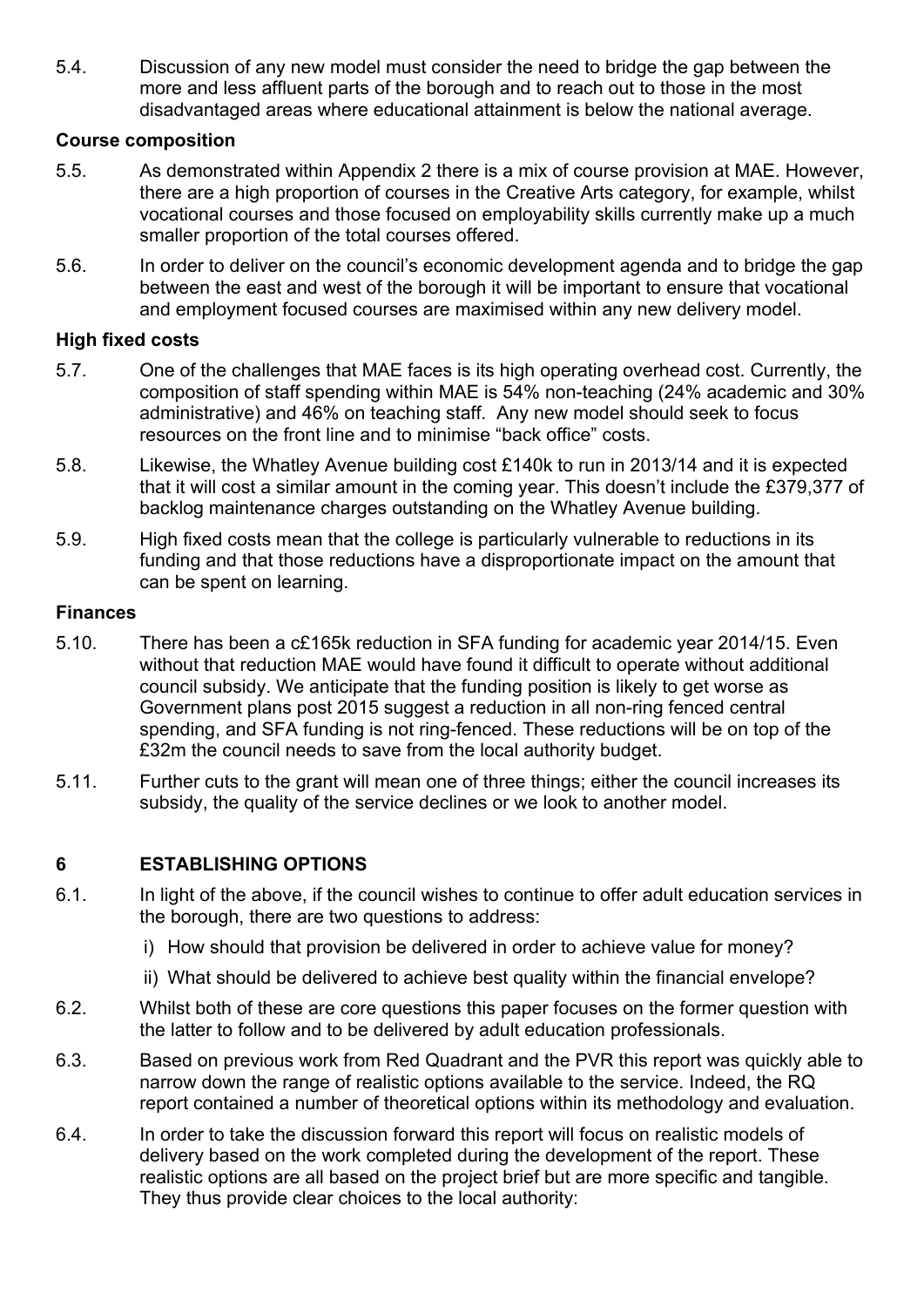5.4. Discussion of any new model must consider the need to bridge the gap between the more and less affluent parts of the borough and to reach out to those in the most disadvantaged areas where educational attainment is below the national average.

**Course composition**

5.5. As demonstrated within Appendix 2 there is a mix of course provision at MAE. However, there are a high proportion of courses in the Creative Arts category, for example, whilst vocational courses and those focused on employability skills currently make up a much smaller proportion of the total courses offered.

5.6. In order to deliver on the council's economic development agenda and to bridge the gap between the east and west of the borough it will be important to ensure that vocational and employment focused courses are maximised within any new delivery model.

**High fixed costs**

5.7. One of the challenges that MAE faces is its high operating overhead cost. Currently, the composition of staff spending within MAE is 54% non-teaching (24% academic and 30% administrative) and 46% on teaching staff. Any new model should seek to focus resources on the front line and to minimise "back office" costs.

5.8. Likewise, the Whatley Avenue building cost £140k to run in 2013/14 and it is expected that it will cost a similar amount in the coming year. This doesn't include the £379,377 of backlog maintenance charges outstanding on the Whatley Avenue building.

5.9. High fixed costs mean that the college is particularly vulnerable to reductions in its funding and that those reductions have a disproportionate impact on the amount that can be spent on learning.

**Finances**

5.10. There has been a c£165k reduction in SFA funding for academic year 2014/15. Even without that reduction MAE would have found it difficult to operate without additional council subsidy. We anticipate that the funding position is likely to get worse as Government plans post 2015 suggest a reduction in all non-ring fenced central spending, and SFA funding is not ring-fenced. These reductions will be on top of the £32m the council needs to save from the local authority budget.

5.11. Further cuts to the grant will mean one of three things; either the council increases its subsidy, the quality of the service declines or we look to another model.

## 6 ESTABLISHING OPTIONS

6.1. In light of the above, if the council wishes to continue to offer adult education services in the borough, there are two questions to address:

i) How should that provision be delivered in order to achieve value for money?

ii) What should be delivered to achieve best quality within the financial envelope?

6.2. Whilst both of these are core questions this paper focuses on the former question with the latter to follow and to be delivered by adult education professionals.

6.3. Based on previous work from Red Quadrant and the PVR this report was quickly able to narrow down the range of realistic options available to the service. Indeed, the RQ report contained a number of theoretical options within its methodology and evaluation.

6.4. In order to take the discussion forward this report will focus on realistic models of delivery based on the work completed during the development of the report. These realistic options are all based on the project brief but are more specific and tangible. They thus provide clear choices to the local authority: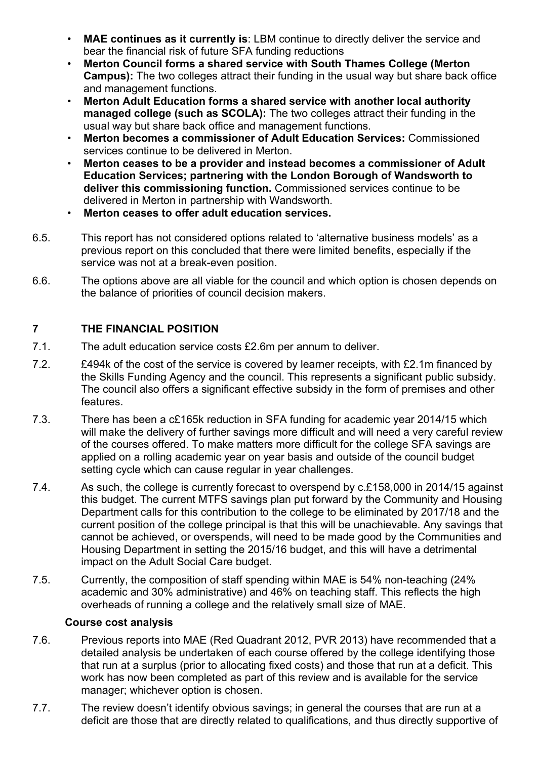- **MAE continues as it currently is**: LBM continue to directly deliver the service and bear the financial risk of future SFA funding reductions
- **Merton Council forms a shared service with South Thames College (Merton Campus):** The two colleges attract their funding in the usual way but share back office and management functions.
- **Merton Adult Education forms a shared service with another local authority managed college (such as SCOLA):** The two colleges attract their funding in the usual way but share back office and management functions.
- **Merton becomes a commissioner of Adult Education Services:** Commissioned services continue to be delivered in Merton.
- **Merton ceases to be a provider and instead becomes a commissioner of Adult Education Services; partnering with the London Borough of Wandsworth to deliver this commissioning function.** Commissioned services continue to be delivered in Merton in partnership with Wandsworth.
- **Merton ceases to offer adult education services.**

6.5. This report has not considered options related to 'alternative business models' as a previous report on this concluded that there were limited benefits, especially if the service was not at a break-even position.

6.6. The options above are all viable for the council and which option is chosen depends on the balance of priorities of council decision makers.

## 7 THE FINANCIAL POSITION

7.1. The adult education service costs £2.6m per annum to deliver.

7.2. £494k of the cost of the service is covered by learner receipts, with £2.1m financed by the Skills Funding Agency and the council. This represents a significant public subsidy. The council also offers a significant effective subsidy in the form of premises and other features.

7.3. There has been a c£165k reduction in SFA funding for academic year 2014/15 which will make the delivery of further savings more difficult and will need a very careful review of the courses offered. To make matters more difficult for the college SFA savings are applied on a rolling academic year on year basis and outside of the council budget setting cycle which can cause regular in year challenges.

7.4. As such, the college is currently forecast to overspend by c.£158,000 in 2014/15 against this budget. The current MTFS savings plan put forward by the Community and Housing Department calls for this contribution to the college to be eliminated by 2017/18 and the current position of the college principal is that this will be unachievable. Any savings that cannot be achieved, or overspends, will need to be made good by the Communities and Housing Department in setting the 2015/16 budget, and this will have a detrimental impact on the Adult Social Care budget.

7.5. Currently, the composition of staff spending within MAE is 54% non-teaching (24% academic and 30% administrative) and 46% on teaching staff. This reflects the high overheads of running a college and the relatively small size of MAE.

### Course cost analysis

7.6. Previous reports into MAE (Red Quadrant 2012, PVR 2013) have recommended that a detailed analysis be undertaken of each course offered by the college identifying those that run at a surplus (prior to allocating fixed costs) and those that run at a deficit. This work has now been completed as part of this review and is available for the service manager; whichever option is chosen.

7.7. The review doesn't identify obvious savings; in general the courses that are run at a deficit are those that are directly related to qualifications, and thus directly supportive of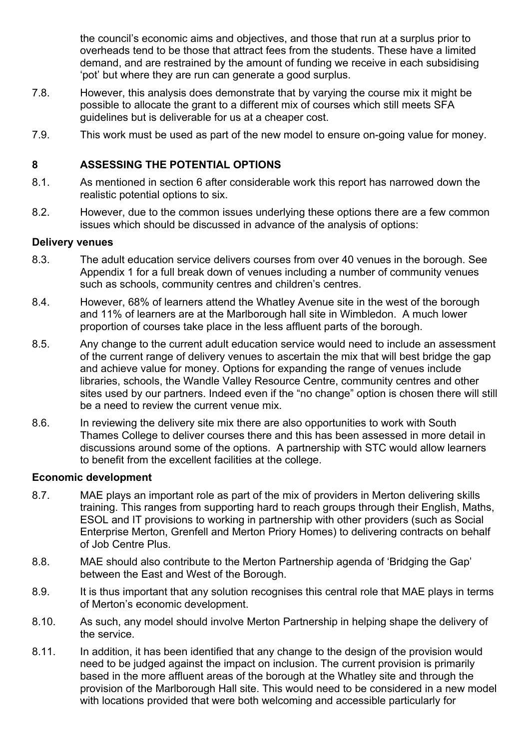the council's economic aims and objectives, and those that run at a surplus prior to overheads tend to be those that attract fees from the students. These have a limited demand, and are restrained by the amount of funding we receive in each subsidising 'pot' but where they are run can generate a good surplus.

7.8. However, this analysis does demonstrate that by varying the course mix it might be possible to allocate the grant to a different mix of courses which still meets SFA guidelines but is deliverable for us at a cheaper cost.

7.9. This work must be used as part of the new model to ensure on-going value for money.

## 8 ASSESSING THE POTENTIAL OPTIONS

8.1. As mentioned in section 6 after considerable work this report has narrowed down the realistic potential options to six.

8.2. However, due to the common issues underlying these options there are a few common issues which should be discussed in advance of the analysis of options:

**Delivery venues**

8.3. The adult education service delivers courses from over 40 venues in the borough. See Appendix 1 for a full break down of venues including a number of community venues such as schools, community centres and children's centres.

8.4. However, 68% of learners attend the Whatley Avenue site in the west of the borough and 11% of learners are at the Marlborough hall site in Wimbledon. A much lower proportion of courses take place in the less affluent parts of the borough.

8.5. Any change to the current adult education service would need to include an assessment of the current range of delivery venues to ascertain the mix that will best bridge the gap and achieve value for money. Options for expanding the range of venues include libraries, schools, the Wandle Valley Resource Centre, community centres and other sites used by our partners. Indeed even if the "no change" option is chosen there will still be a need to review the current venue mix.

8.6. In reviewing the delivery site mix there are also opportunities to work with South Thames College to deliver courses there and this has been assessed in more detail in discussions around some of the options. A partnership with STC would allow learners to benefit from the excellent facilities at the college.

**Economic development**

8.7. MAE plays an important role as part of the mix of providers in Merton delivering skills training. This ranges from supporting hard to reach groups through their English, Maths, ESOL and IT provisions to working in partnership with other providers (such as Social Enterprise Merton, Grenfell and Merton Priory Homes) to delivering contracts on behalf of Job Centre Plus.

8.8. MAE should also contribute to the Merton Partnership agenda of 'Bridging the Gap' between the East and West of the Borough.

8.9. It is thus important that any solution recognises this central role that MAE plays in terms of Merton's economic development.

8.10. As such, any model should involve Merton Partnership in helping shape the delivery of the service.

8.11. In addition, it has been identified that any change to the design of the provision would need to be judged against the impact on inclusion. The current provision is primarily based in the more affluent areas of the borough at the Whatley site and through the provision of the Marlborough Hall site. This would need to be considered in a new model with locations provided that were both welcoming and accessible particularly for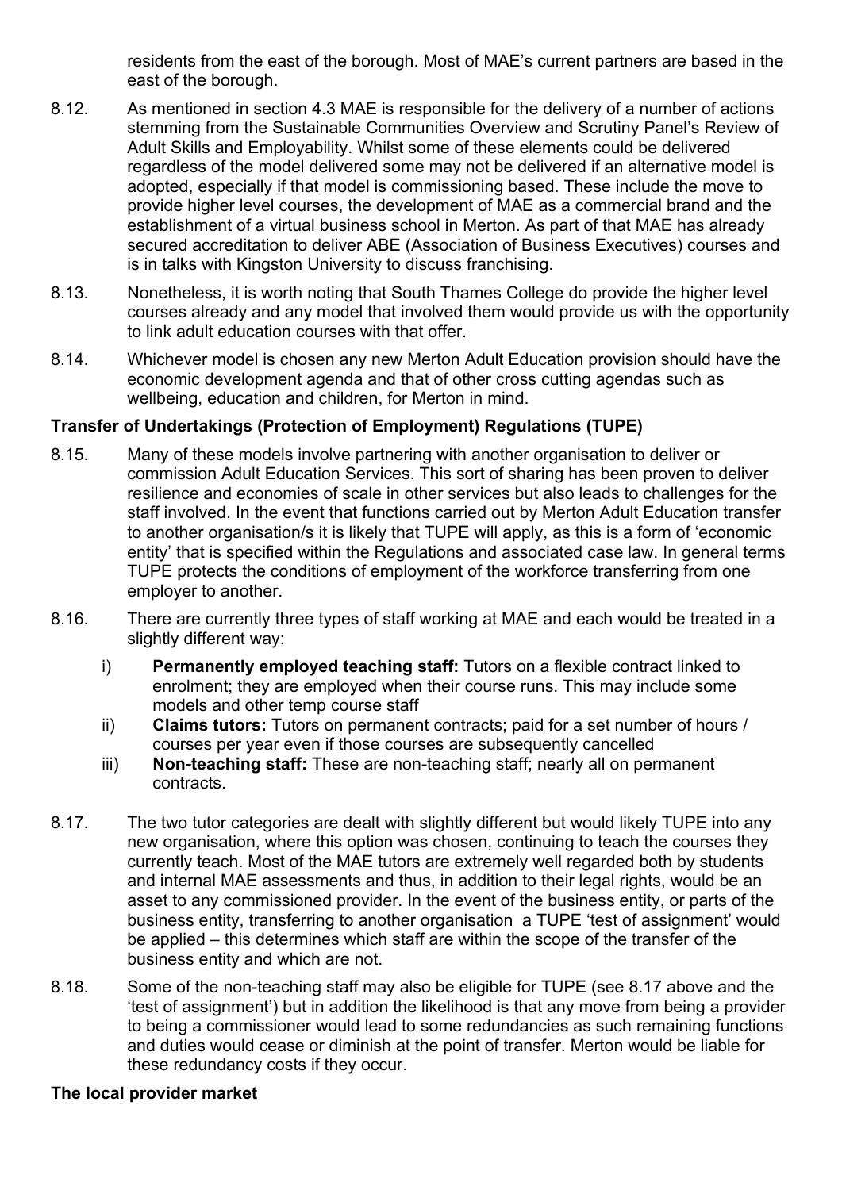residents from the east of the borough. Most of MAE's current partners are based in the east of the borough.

8.12. As mentioned in section 4.3 MAE is responsible for the delivery of a number of actions stemming from the Sustainable Communities Overview and Scrutiny Panel's Review of Adult Skills and Employability. Whilst some of these elements could be delivered regardless of the model delivered some may not be delivered if an alternative model is adopted, especially if that model is commissioning based. These include the move to provide higher level courses, the development of MAE as a commercial brand and the establishment of a virtual business school in Merton. As part of that MAE has already secured accreditation to deliver ABE (Association of Business Executives) courses and is in talks with Kingston University to discuss franchising.

8.13. Nonetheless, it is worth noting that South Thames College do provide the higher level courses already and any model that involved them would provide us with the opportunity to link adult education courses with that offer.

8.14. Whichever model is chosen any new Merton Adult Education provision should have the economic development agenda and that of other cross cutting agendas such as wellbeing, education and children, for Merton in mind.

**Transfer of Undertakings (Protection of Employment) Regulations (TUPE)**

8.15. Many of these models involve partnering with another organisation to deliver or commission Adult Education Services. This sort of sharing has been proven to deliver resilience and economies of scale in other services but also leads to challenges for the staff involved. In the event that functions carried out by Merton Adult Education transfer to another organisation/s it is likely that TUPE will apply, as this is a form of 'economic entity' that is specified within the Regulations and associated case law. In general terms TUPE protects the conditions of employment of the workforce transferring from one employer to another.

8.16. There are currently three types of staff working at MAE and each would be treated in a slightly different way:

i) **Permanently employed teaching staff:** Tutors on a flexible contract linked to enrolment; they are employed when their course runs. This may include some models and other temp course staff

ii) **Claims tutors:** Tutors on permanent contracts; paid for a set number of hours / courses per year even if those courses are subsequently cancelled

iii) **Non-teaching staff:** These are non-teaching staff; nearly all on permanent contracts.

8.17. The two tutor categories are dealt with slightly different but would likely TUPE into any new organisation, where this option was chosen, continuing to teach the courses they currently teach. Most of the MAE tutors are extremely well regarded both by students and internal MAE assessments and thus, in addition to their legal rights, would be an asset to any commissioned provider. In the event of the business entity, or parts of the business entity, transferring to another organisation a TUPE 'test of assignment' would be applied – this determines which staff are within the scope of the transfer of the business entity and which are not.

8.18. Some of the non-teaching staff may also be eligible for TUPE (see 8.17 above and the 'test of assignment') but in addition the likelihood is that any move from being a provider to being a commissioner would lead to some redundancies as such remaining functions and duties would cease or diminish at the point of transfer. Merton would be liable for these redundancy costs if they occur.

**The local provider market**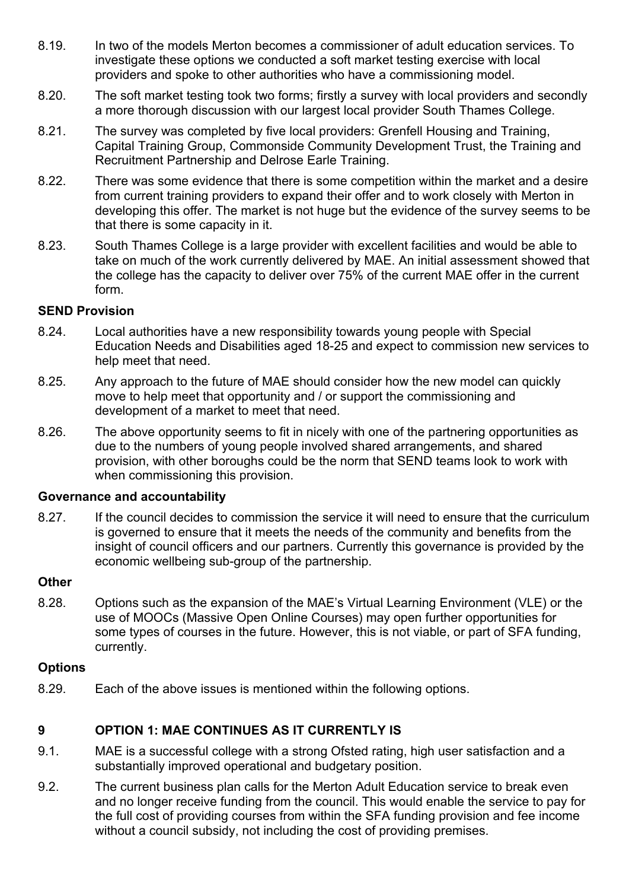8.19. In two of the models Merton becomes a commissioner of adult education services. To investigate these options we conducted a soft market testing exercise with local providers and spoke to other authorities who have a commissioning model.

8.20. The soft market testing took two forms; firstly a survey with local providers and secondly a more thorough discussion with our largest local provider South Thames College.

8.21. The survey was completed by five local providers: Grenfell Housing and Training, Capital Training Group, Commonside Community Development Trust, the Training and Recruitment Partnership and Delrose Earle Training.

8.22. There was some evidence that there is some competition within the market and a desire from current training providers to expand their offer and to work closely with Merton in developing this offer. The market is not huge but the evidence of the survey seems to be that there is some capacity in it.

8.23. South Thames College is a large provider with excellent facilities and would be able to take on much of the work currently delivered by MAE. An initial assessment showed that the college has the capacity to deliver over 75% of the current MAE offer in the current form.

**SEND Provision**

8.24. Local authorities have a new responsibility towards young people with Special Education Needs and Disabilities aged 18-25 and expect to commission new services to help meet that need.

8.25. Any approach to the future of MAE should consider how the new model can quickly move to help meet that opportunity and / or support the commissioning and development of a market to meet that need.

8.26. The above opportunity seems to fit in nicely with one of the partnering opportunities as due to the numbers of young people involved shared arrangements, and shared provision, with other boroughs could be the norm that SEND teams look to work with when commissioning this provision.

**Governance and accountability**

8.27. If the council decides to commission the service it will need to ensure that the curriculum is governed to ensure that it meets the needs of the community and benefits from the insight of council officers and our partners. Currently this governance is provided by the economic wellbeing sub-group of the partnership.

**Other**

8.28. Options such as the expansion of the MAE's Virtual Learning Environment (VLE) or the use of MOOCs (Massive Open Online Courses) may open further opportunities for some types of courses in the future. However, this is not viable, or part of SFA funding, currently.

**Options**

8.29. Each of the above issues is mentioned within the following options.

## 9 OPTION 1: MAE CONTINUES AS IT CURRENTLY IS

9.1. MAE is a successful college with a strong Ofsted rating, high user satisfaction and a substantially improved operational and budgetary position.

9.2. The current business plan calls for the Merton Adult Education service to break even and no longer receive funding from the council. This would enable the service to pay for the full cost of providing courses from within the SFA funding provision and fee income without a council subsidy, not including the cost of providing premises.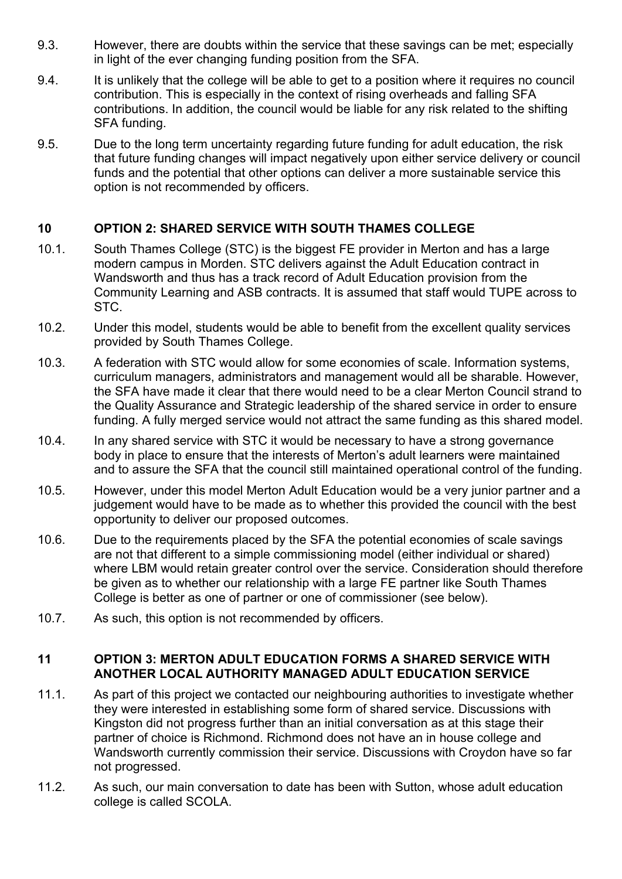9.3. However, there are doubts within the service that these savings can be met; especially in light of the ever changing funding position from the SFA.

9.4. It is unlikely that the college will be able to get to a position where it requires no council contribution. This is especially in the context of rising overheads and falling SFA contributions. In addition, the council would be liable for any risk related to the shifting SFA funding.

9.5. Due to the long term uncertainty regarding future funding for adult education, the risk that future funding changes will impact negatively upon either service delivery or council funds and the potential that other options can deliver a more sustainable service this option is not recommended by officers.

## 10 OPTION 2: SHARED SERVICE WITH SOUTH THAMES COLLEGE

10.1. South Thames College (STC) is the biggest FE provider in Merton and has a large modern campus in Morden. STC delivers against the Adult Education contract in Wandsworth and thus has a track record of Adult Education provision from the Community Learning and ASB contracts. It is assumed that staff would TUPE across to STC.

10.2. Under this model, students would be able to benefit from the excellent quality services provided by South Thames College.

10.3. A federation with STC would allow for some economies of scale. Information systems, curriculum managers, administrators and management would all be sharable. However, the SFA have made it clear that there would need to be a clear Merton Council strand to the Quality Assurance and Strategic leadership of the shared service in order to ensure funding. A fully merged service would not attract the same funding as this shared model.

10.4. In any shared service with STC it would be necessary to have a strong governance body in place to ensure that the interests of Merton's adult learners were maintained and to assure the SFA that the council still maintained operational control of the funding.

10.5. However, under this model Merton Adult Education would be a very junior partner and a judgement would have to be made as to whether this provided the council with the best opportunity to deliver our proposed outcomes.

10.6. Due to the requirements placed by the SFA the potential economies of scale savings are not that different to a simple commissioning model (either individual or shared) where LBM would retain greater control over the service. Consideration should therefore be given as to whether our relationship with a large FE partner like South Thames College is better as one of partner or one of commissioner (see below).

10.7. As such, this option is not recommended by officers.

## 11 OPTION 3: MERTON ADULT EDUCATION FORMS A SHARED SERVICE WITH ANOTHER LOCAL AUTHORITY MANAGED ADULT EDUCATION SERVICE

11.1. As part of this project we contacted our neighbouring authorities to investigate whether they were interested in establishing some form of shared service. Discussions with Kingston did not progress further than an initial conversation as at this stage their partner of choice is Richmond. Richmond does not have an in house college and Wandsworth currently commission their service. Discussions with Croydon have so far not progressed.

11.2. As such, our main conversation to date has been with Sutton, whose adult education college is called SCOLA.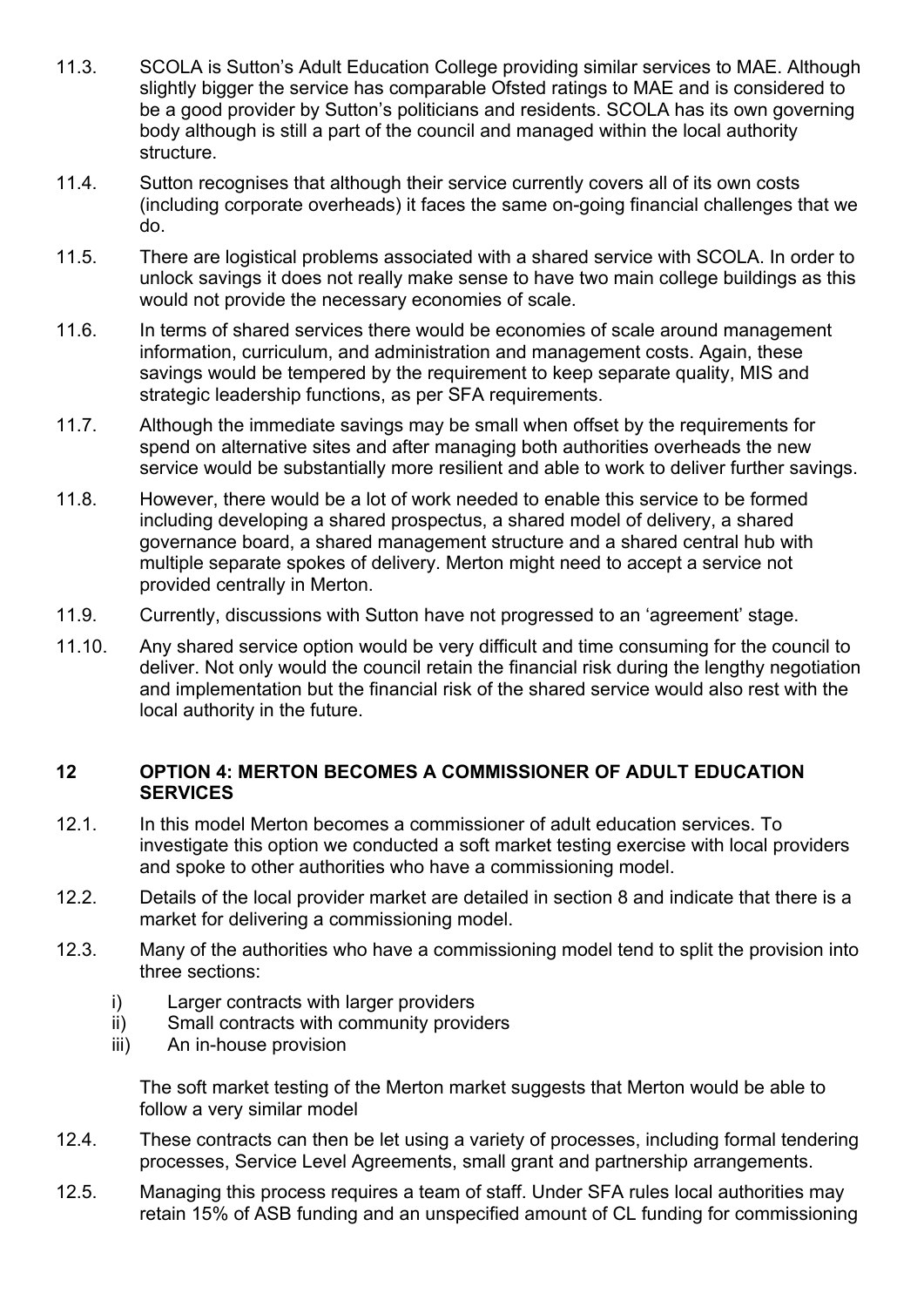11.3. SCOLA is Sutton's Adult Education College providing similar services to MAE. Although slightly bigger the service has comparable Ofsted ratings to MAE and is considered to be a good provider by Sutton's politicians and residents. SCOLA has its own governing body although is still a part of the council and managed within the local authority structure.

11.4. Sutton recognises that although their service currently covers all of its own costs (including corporate overheads) it faces the same on-going financial challenges that we do.

11.5. There are logistical problems associated with a shared service with SCOLA. In order to unlock savings it does not really make sense to have two main college buildings as this would not provide the necessary economies of scale.

11.6. In terms of shared services there would be economies of scale around management information, curriculum, and administration and management costs. Again, these savings would be tempered by the requirement to keep separate quality, MIS and strategic leadership functions, as per SFA requirements.

11.7. Although the immediate savings may be small when offset by the requirements for spend on alternative sites and after managing both authorities overheads the new service would be substantially more resilient and able to work to deliver further savings.

11.8. However, there would be a lot of work needed to enable this service to be formed including developing a shared prospectus, a shared model of delivery, a shared governance board, a shared management structure and a shared central hub with multiple separate spokes of delivery. Merton might need to accept a service not provided centrally in Merton.

11.9. Currently, discussions with Sutton have not progressed to an 'agreement' stage.

11.10. Any shared service option would be very difficult and time consuming for the council to deliver. Not only would the council retain the financial risk during the lengthy negotiation and implementation but the financial risk of the shared service would also rest with the local authority in the future.

## 12 OPTION 4: MERTON BECOMES A COMMISSIONER OF ADULT EDUCATION SERVICES

12.1. In this model Merton becomes a commissioner of adult education services. To investigate this option we conducted a soft market testing exercise with local providers and spoke to other authorities who have a commissioning model.

12.2. Details of the local provider market are detailed in section 8 and indicate that there is a market for delivering a commissioning model.

12.3. Many of the authorities who have a commissioning model tend to split the provision into three sections:

i) Larger contracts with larger providers
ii) Small contracts with community providers
iii) An in-house provision

The soft market testing of the Merton market suggests that Merton would be able to follow a very similar model

12.4. These contracts can then be let using a variety of processes, including formal tendering processes, Service Level Agreements, small grant and partnership arrangements.

12.5. Managing this process requires a team of staff. Under SFA rules local authorities may retain 15% of ASB funding and an unspecified amount of CL funding for commissioning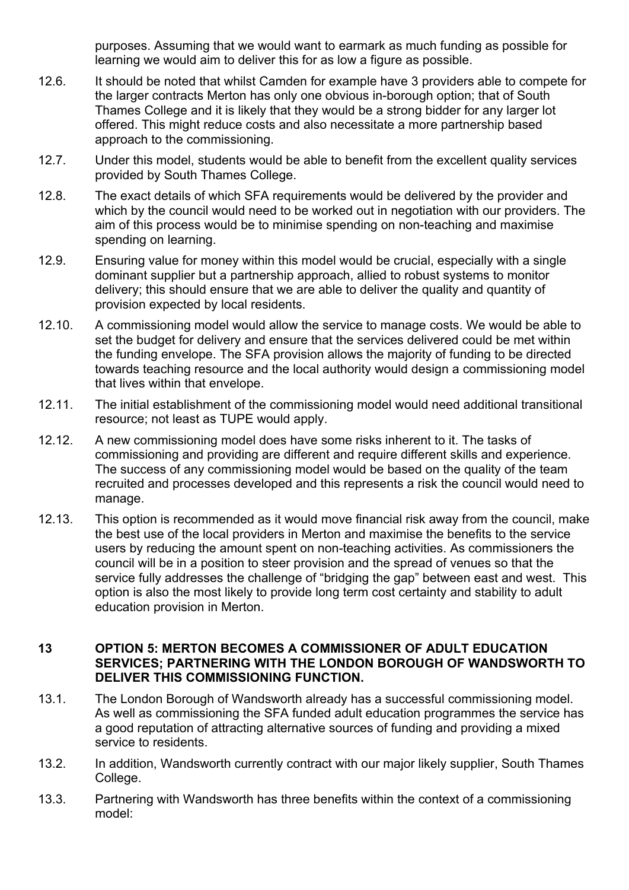purposes. Assuming that we would want to earmark as much funding as possible for learning we would aim to deliver this for as low a figure as possible.

12.6. It should be noted that whilst Camden for example have 3 providers able to compete for the larger contracts Merton has only one obvious in-borough option; that of South Thames College and it is likely that they would be a strong bidder for any larger lot offered. This might reduce costs and also necessitate a more partnership based approach to the commissioning.

12.7. Under this model, students would be able to benefit from the excellent quality services provided by South Thames College.

12.8. The exact details of which SFA requirements would be delivered by the provider and which by the council would need to be worked out in negotiation with our providers. The aim of this process would be to minimise spending on non-teaching and maximise spending on learning.

12.9. Ensuring value for money within this model would be crucial, especially with a single dominant supplier but a partnership approach, allied to robust systems to monitor delivery; this should ensure that we are able to deliver the quality and quantity of provision expected by local residents.

12.10. A commissioning model would allow the service to manage costs. We would be able to set the budget for delivery and ensure that the services delivered could be met within the funding envelope. The SFA provision allows the majority of funding to be directed towards teaching resource and the local authority would design a commissioning model that lives within that envelope.

12.11. The initial establishment of the commissioning model would need additional transitional resource; not least as TUPE would apply.

12.12. A new commissioning model does have some risks inherent to it. The tasks of commissioning and providing are different and require different skills and experience. The success of any commissioning model would be based on the quality of the team recruited and processes developed and this represents a risk the council would need to manage.

12.13. This option is recommended as it would move financial risk away from the council, make the best use of the local providers in Merton and maximise the benefits to the service users by reducing the amount spent on non-teaching activities. As commissioners the council will be in a position to steer provision and the spread of venues so that the service fully addresses the challenge of "bridging the gap" between east and west. This option is also the most likely to provide long term cost certainty and stability to adult education provision in Merton.

## 13 OPTION 5: MERTON BECOMES A COMMISSIONER OF ADULT EDUCATION SERVICES; PARTNERING WITH THE LONDON BOROUGH OF WANDSWORTH TO DELIVER THIS COMMISSIONING FUNCTION.

13.1. The London Borough of Wandsworth already has a successful commissioning model. As well as commissioning the SFA funded adult education programmes the service has a good reputation of attracting alternative sources of funding and providing a mixed service to residents.

13.2. In addition, Wandsworth currently contract with our major likely supplier, South Thames College.

13.3. Partnering with Wandsworth has three benefits within the context of a commissioning model: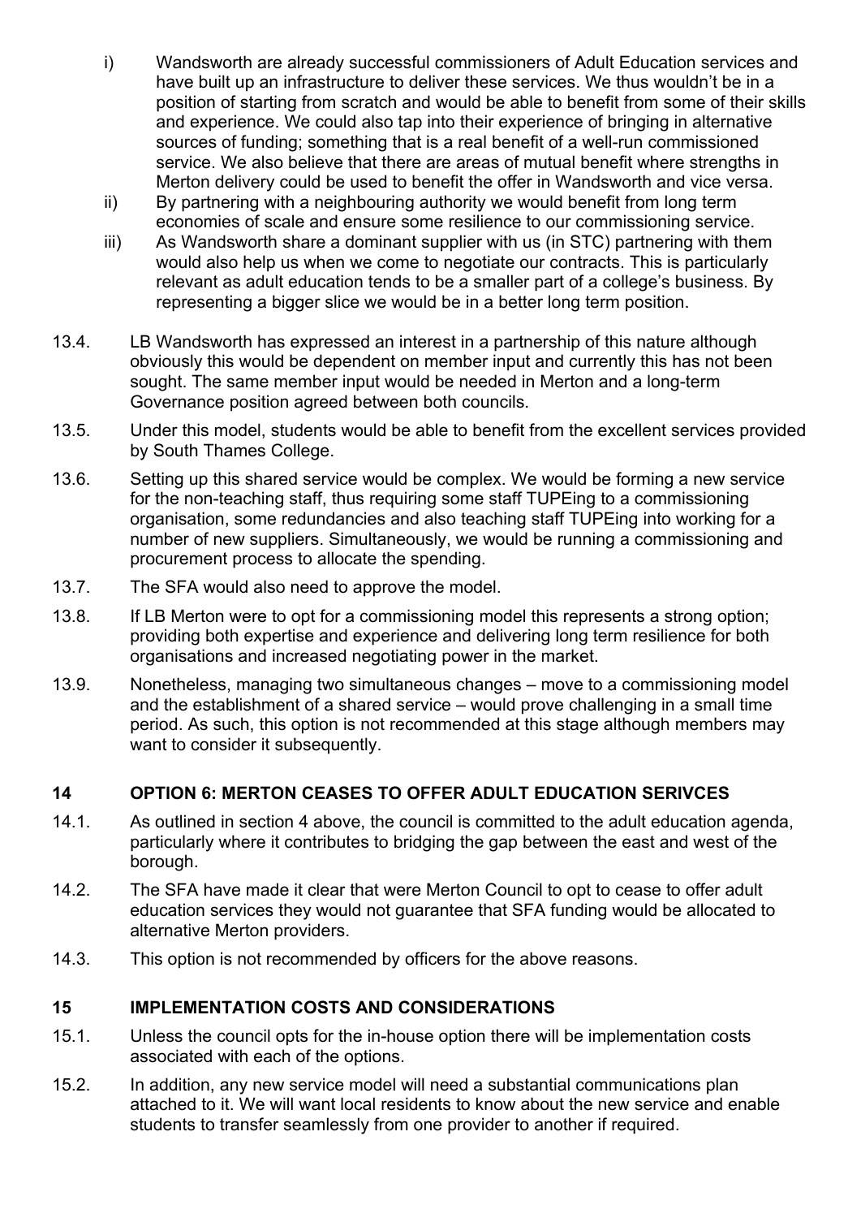i) Wandsworth are already successful commissioners of Adult Education services and have built up an infrastructure to deliver these services. We thus wouldn't be in a position of starting from scratch and would be able to benefit from some of their skills and experience. We could also tap into their experience of bringing in alternative sources of funding; something that is a real benefit of a well-run commissioned service. We also believe that there are areas of mutual benefit where strengths in Merton delivery could be used to benefit the offer in Wandsworth and vice versa.

ii) By partnering with a neighbouring authority we would benefit from long term economies of scale and ensure some resilience to our commissioning service.

iii) As Wandsworth share a dominant supplier with us (in STC) partnering with them would also help us when we come to negotiate our contracts. This is particularly relevant as adult education tends to be a smaller part of a college's business. By representing a bigger slice we would be in a better long term position.

13.4. LB Wandsworth has expressed an interest in a partnership of this nature although obviously this would be dependent on member input and currently this has not been sought. The same member input would be needed in Merton and a long-term Governance position agreed between both councils.

13.5. Under this model, students would be able to benefit from the excellent services provided by South Thames College.

13.6. Setting up this shared service would be complex. We would be forming a new service for the non-teaching staff, thus requiring some staff TUPEing to a commissioning organisation, some redundancies and also teaching staff TUPEing into working for a number of new suppliers. Simultaneously, we would be running a commissioning and procurement process to allocate the spending.

13.7. The SFA would also need to approve the model.

13.8. If LB Merton were to opt for a commissioning model this represents a strong option; providing both expertise and experience and delivering long term resilience for both organisations and increased negotiating power in the market.

13.9. Nonetheless, managing two simultaneous changes – move to a commissioning model and the establishment of a shared service – would prove challenging in a small time period. As such, this option is not recommended at this stage although members may want to consider it subsequently.

## 14 OPTION 6: MERTON CEASES TO OFFER ADULT EDUCATION SERIVCES

14.1. As outlined in section 4 above, the council is committed to the adult education agenda, particularly where it contributes to bridging the gap between the east and west of the borough.

14.2. The SFA have made it clear that were Merton Council to opt to cease to offer adult education services they would not guarantee that SFA funding would be allocated to alternative Merton providers.

14.3. This option is not recommended by officers for the above reasons.

## 15 IMPLEMENTATION COSTS AND CONSIDERATIONS

15.1. Unless the council opts for the in-house option there will be implementation costs associated with each of the options.

15.2. In addition, any new service model will need a substantial communications plan attached to it. We will want local residents to know about the new service and enable students to transfer seamlessly from one provider to another if required.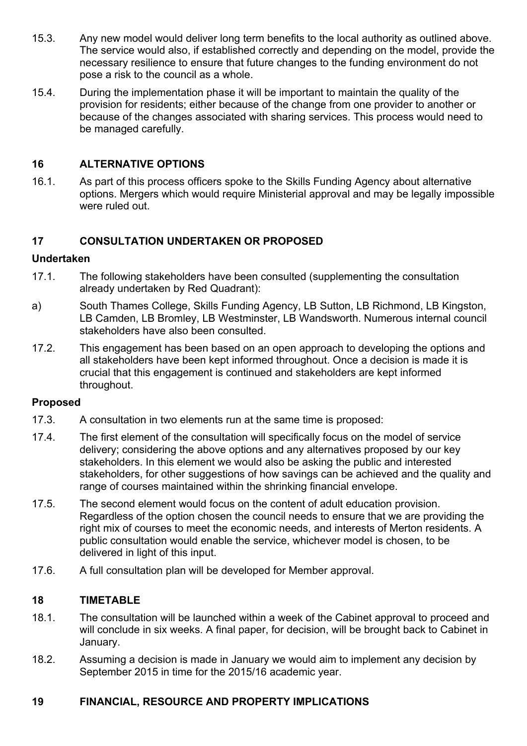15.3. Any new model would deliver long term benefits to the local authority as outlined above. The service would also, if established correctly and depending on the model, provide the necessary resilience to ensure that future changes to the funding environment do not pose a risk to the council as a whole.

15.4. During the implementation phase it will be important to maintain the quality of the provision for residents; either because of the change from one provider to another or because of the changes associated with sharing services. This process would need to be managed carefully.

## 16 ALTERNATIVE OPTIONS

16.1. As part of this process officers spoke to the Skills Funding Agency about alternative options. Mergers which would require Ministerial approval and may be legally impossible were ruled out.

## 17 CONSULTATION UNDERTAKEN OR PROPOSED

**Undertaken**

17.1. The following stakeholders have been consulted (supplementing the consultation already undertaken by Red Quadrant):

a) South Thames College, Skills Funding Agency, LB Sutton, LB Richmond, LB Kingston, LB Camden, LB Bromley, LB Westminster, LB Wandsworth. Numerous internal council stakeholders have also been consulted.

17.2. This engagement has been based on an open approach to developing the options and all stakeholders have been kept informed throughout. Once a decision is made it is crucial that this engagement is continued and stakeholders are kept informed throughout.

**Proposed**

17.3. A consultation in two elements run at the same time is proposed:

17.4. The first element of the consultation will specifically focus on the model of service delivery; considering the above options and any alternatives proposed by our key stakeholders. In this element we would also be asking the public and interested stakeholders, for other suggestions of how savings can be achieved and the quality and range of courses maintained within the shrinking financial envelope.

17.5. The second element would focus on the content of adult education provision. Regardless of the option chosen the council needs to ensure that we are providing the right mix of courses to meet the economic needs, and interests of Merton residents. A public consultation would enable the service, whichever model is chosen, to be delivered in light of this input.

17.6. A full consultation plan will be developed for Member approval.

## 18 TIMETABLE

18.1. The consultation will be launched within a week of the Cabinet approval to proceed and will conclude in six weeks. A final paper, for decision, will be brought back to Cabinet in January.

18.2. Assuming a decision is made in January we would aim to implement any decision by September 2015 in time for the 2015/16 academic year.

## 19 FINANCIAL, RESOURCE AND PROPERTY IMPLICATIONS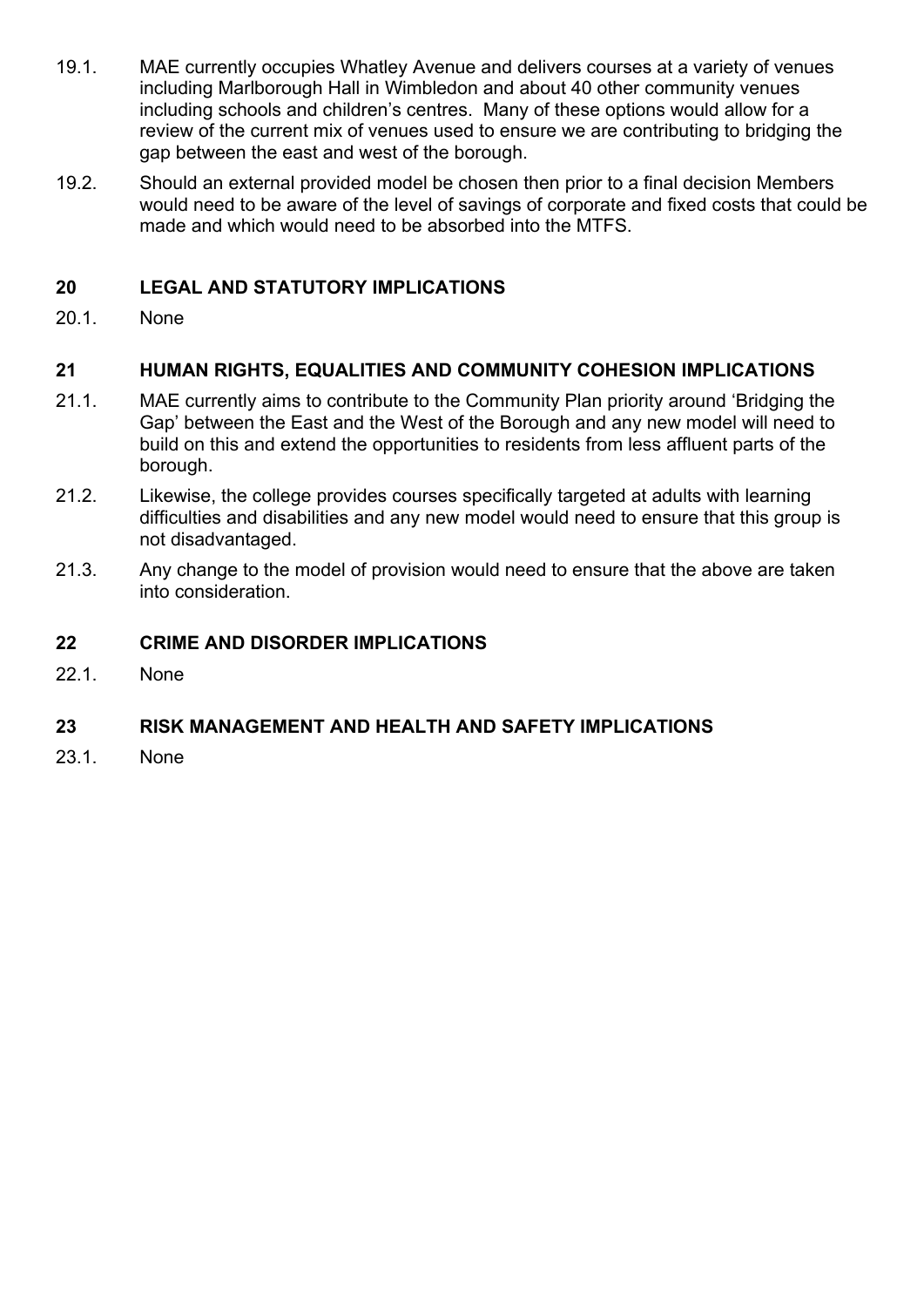19.1. MAE currently occupies Whatley Avenue and delivers courses at a variety of venues including Marlborough Hall in Wimbledon and about 40 other community venues including schools and children's centres. Many of these options would allow for a review of the current mix of venues used to ensure we are contributing to bridging the gap between the east and west of the borough.

19.2. Should an external provided model be chosen then prior to a final decision Members would need to be aware of the level of savings of corporate and fixed costs that could be made and which would need to be absorbed into the MTFS.

## 20 LEGAL AND STATUTORY IMPLICATIONS

20.1. None

## 21 HUMAN RIGHTS, EQUALITIES AND COMMUNITY COHESION IMPLICATIONS

21.1. MAE currently aims to contribute to the Community Plan priority around 'Bridging the Gap' between the East and the West of the Borough and any new model will need to build on this and extend the opportunities to residents from less affluent parts of the borough.

21.2. Likewise, the college provides courses specifically targeted at adults with learning difficulties and disabilities and any new model would need to ensure that this group is not disadvantaged.

21.3. Any change to the model of provision would need to ensure that the above are taken into consideration.

## 22 CRIME AND DISORDER IMPLICATIONS

22.1. None

## 23 RISK MANAGEMENT AND HEALTH AND SAFETY IMPLICATIONS

23.1. None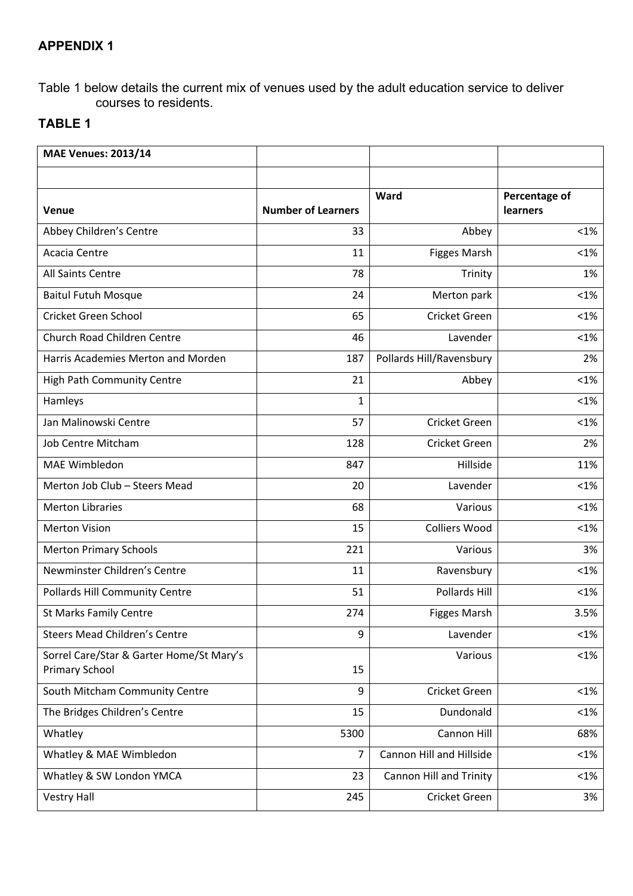## APPENDIX 1

Table 1 below details the current mix of venues used by the adult education service to deliver courses to residents.

## TABLE 1

| MAE Venues: 2013/14 | | | |
|---|---|---|---|
| | | | |
| Venue | Number of Learners | Ward | Percentage of learners |
| Abbey Children's Centre | 33 | Abbey | <1% |
| Acacia Centre | 11 | Figges Marsh | <1% |
| All Saints Centre | 78 | Trinity | 1% |
| Baitul Futuh Mosque | 24 | Merton park | <1% |
| Cricket Green School | 65 | Cricket Green | <1% |
| Church Road Children Centre | 46 | Lavender | <1% |
| Harris Academies Merton and Morden | 187 | Pollards Hill/Ravensbury | 2% |
| High Path Community Centre | 21 | Abbey | <1% |
| Hamleys | 1 | | <1% |
| Jan Malinowski Centre | 57 | Cricket Green | <1% |
| Job Centre Mitcham | 128 | Cricket Green | 2% |
| MAE Wimbledon | 847 | Hillside | 11% |
| Merton Job Club – Steers Mead | 20 | Lavender | <1% |
| Merton Libraries | 68 | Various | <1% |
| Merton Vision | 15 | Colliers Wood | <1% |
| Merton Primary Schools | 221 | Various | 3% |
| Newminster Children's Centre | 11 | Ravensbury | <1% |
| Pollards Hill Community Centre | 51 | Pollards Hill | <1% |
| St Marks Family Centre | 274 | Figges Marsh | 3.5% |
| Steers Mead Children's Centre | 9 | Lavender | <1% |
| Sorrel Care/Star & Garter Home/St Mary's Primary School | 15 | Various | <1% |
| South Mitcham Community Centre | 9 | Cricket Green | <1% |
| The Bridges Children's Centre | 15 | Dundonald | <1% |
| Whatley | 5300 | Cannon Hill | 68% |
| Whatley & MAE Wimbledon | 7 | Cannon Hill and Hillside | <1% |
| Whatley & SW London YMCA | 23 | Cannon Hill and Trinity | <1% |
| Vestry Hall | 245 | Cricket Green | 3% |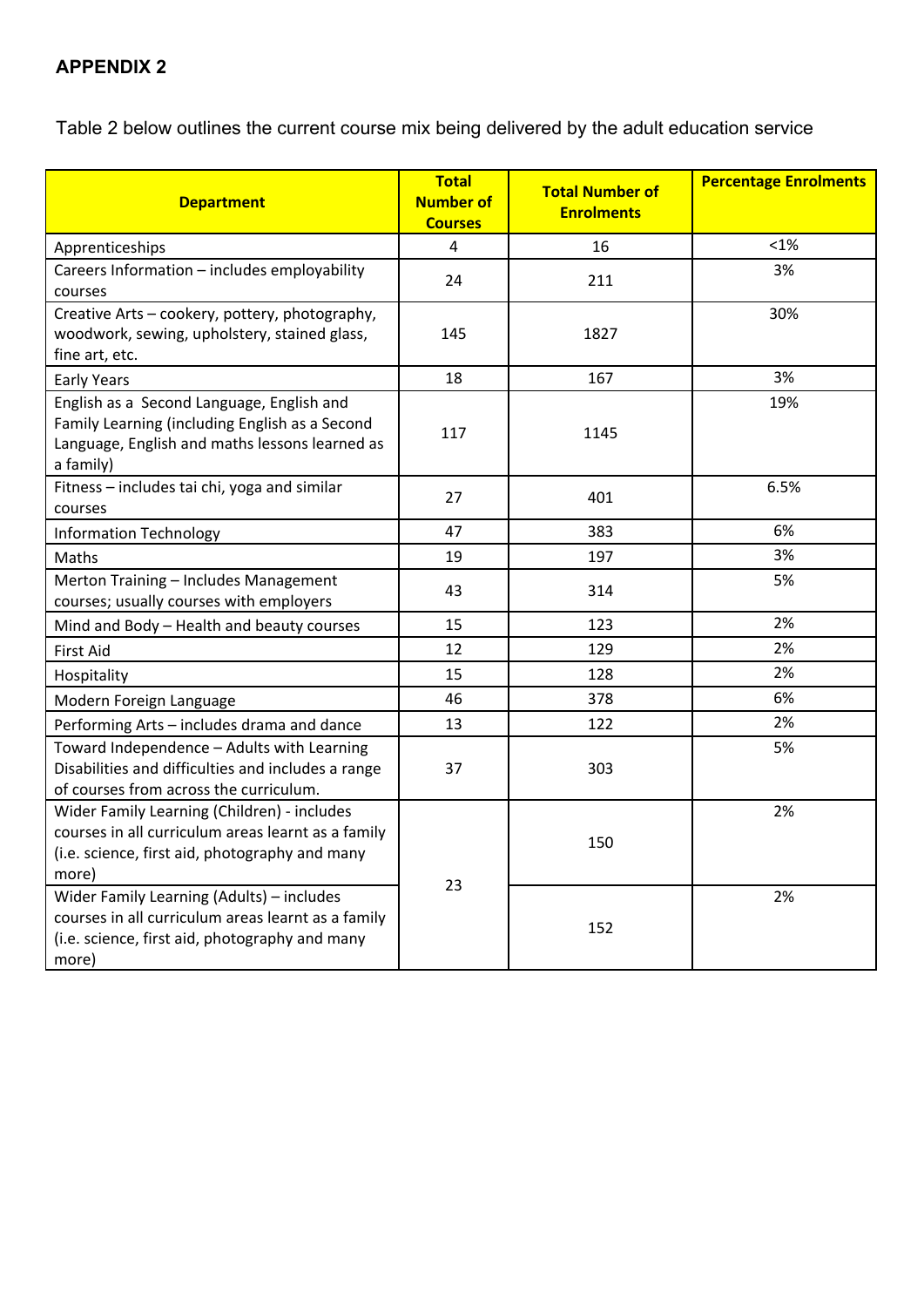## APPENDIX 2

Table 2 below outlines the current course mix being delivered by the adult education service

| Department | Total Number of Courses | Total Number of Enrolments | Percentage Enrolments |
|---|---|---|---|
| Apprenticeships | 4 | 16 | <1% |
| Careers Information – includes employability courses | 24 | 211 | 3% |
| Creative Arts – cookery, pottery, photography, woodwork, sewing, upholstery, stained glass, fine art, etc. | 145 | 1827 | 30% |
| Early Years | 18 | 167 | 3% |
| English as a Second Language, English and Family Learning (including English as a Second Language, English and maths lessons learned as a family) | 117 | 1145 | 19% |
| Fitness – includes tai chi, yoga and similar courses | 27 | 401 | 6.5% |
| Information Technology | 47 | 383 | 6% |
| Maths | 19 | 197 | 3% |
| Merton Training – Includes Management courses; usually courses with employers | 43 | 314 | 5% |
| Mind and Body – Health and beauty courses | 15 | 123 | 2% |
| First Aid | 12 | 129 | 2% |
| Hospitality | 15 | 128 | 2% |
| Modern Foreign Language | 46 | 378 | 6% |
| Performing Arts – includes drama and dance | 13 | 122 | 2% |
| Toward Independence – Adults with Learning Disabilities and difficulties and includes a range of courses from across the curriculum. | 37 | 303 | 5% |
| Wider Family Learning (Children) - includes courses in all curriculum areas learnt as a family (i.e. science, first aid, photography and many more) | 23 | 150 | 2% |
| Wider Family Learning (Adults) – includes courses in all curriculum areas learnt as a family (i.e. science, first aid, photography and many more) | | 152 | 2% |